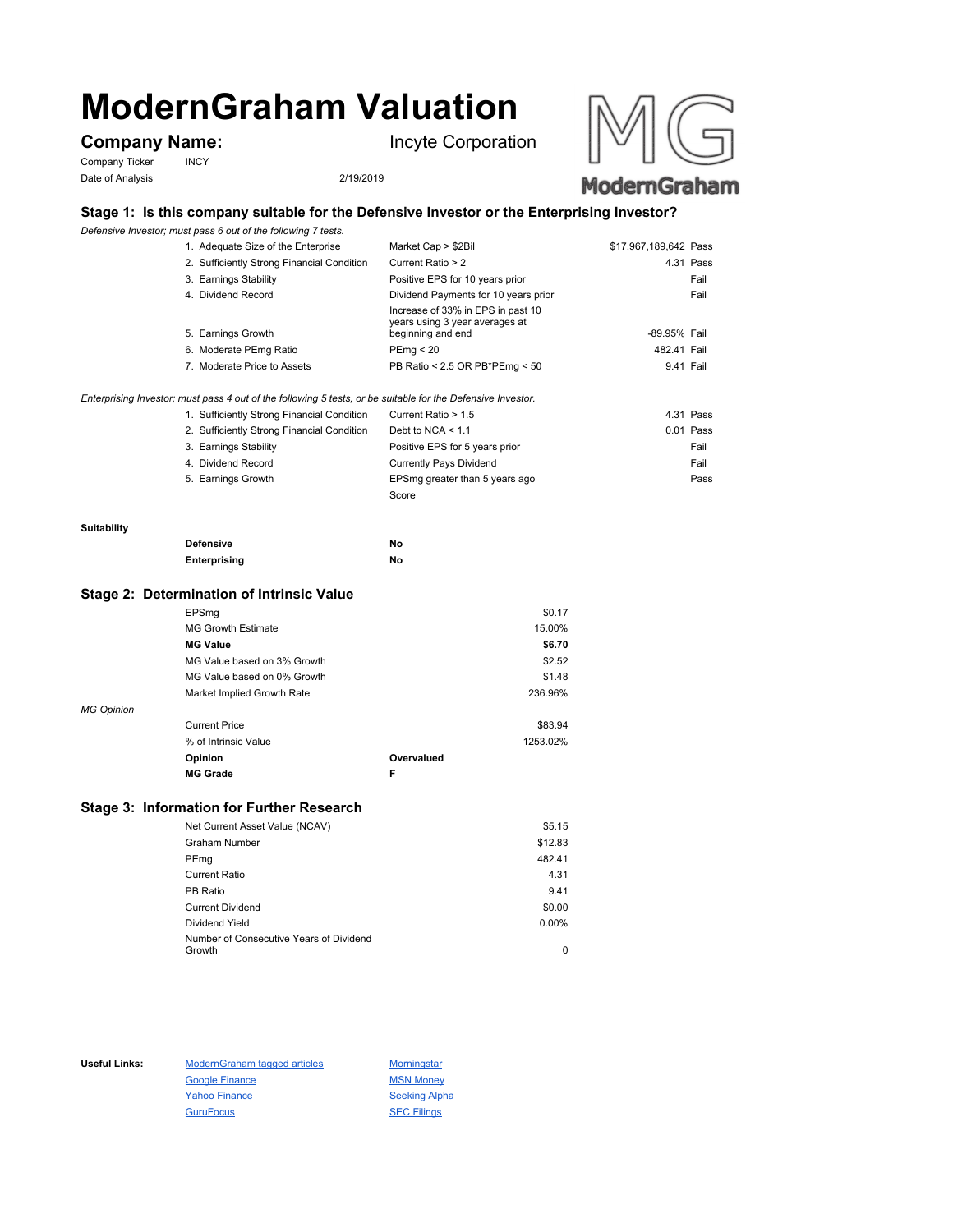# ModernGraham Valuation

**Company Name:** Incyte Corporation

Company Ticker: INCY

Date of Analysis: 2/19/2019

## Stage 1: Is this company suitable for the Defensive Investor or the Enterprising Investor?

*Defensive Investor; must pass 6 out of the following 7 tests.*

| Test | Criterion | Value | Result |
|---|---|---|---|
| 1. Adequate Size of the Enterprise | Market Cap > $2Bil | $17,967,189,642 | Pass |
| 2. Sufficiently Strong Financial Condition | Current Ratio > 2 | 4.31 | Pass |
| 3. Earnings Stability | Positive EPS for 10 years prior | | Fail |
| 4. Dividend Record | Dividend Payments for 10 years prior | | Fail |
| 5. Earnings Growth | Increase of 33% in EPS in past 10 years using 3 year averages at beginning and end | -89.95% | Fail |
| 6. Moderate PEmg Ratio | PEmg < 20 | 482.41 | Fail |
| 7. Moderate Price to Assets | PB Ratio < 2.5 OR PB*PEmg < 50 | 9.41 | Fail |

*Enterprising Investor; must pass 4 out of the following 5 tests, or be suitable for the Defensive Investor.*

| Test | Criterion | Value | Result |
|---|---|---|---|
| 1. Sufficiently Strong Financial Condition | Current Ratio > 1.5 | 4.31 | Pass |
| 2. Sufficiently Strong Financial Condition | Debt to NCA < 1.1 | 0.01 | Pass |
| 3. Earnings Stability | Positive EPS for 5 years prior | | Fail |
| 4. Dividend Record | Currently Pays Dividend | | Fail |
| 5. Earnings Growth | EPSmg greater than 5 years ago | | Pass |
| | Score | | |

**Suitability**

| | |
|---|---|
| **Defensive** | No |
| **Enterprising** | No |

## Stage 2: Determination of Intrinsic Value

| | |
|---|---|
| EPSmg | $0.17 |
| MG Growth Estimate | 15.00% |
| **MG Value** | **$6.70** |
| MG Value based on 3% Growth | $2.52 |
| MG Value based on 0% Growth | $1.48 |
| Market Implied Growth Rate | 236.96% |

*MG Opinion*

| | | |
|---|---|---|
| Current Price | | $83.94 |
| % of Intrinsic Value | | 1253.02% |
| **Opinion** | **Overvalued** | |
| **MG Grade** | **F** | |

## Stage 3: Information for Further Research

| | |
|---|---|
| Net Current Asset Value (NCAV) | $5.15 |
| Graham Number | $12.83 |
| PEmg | 482.41 |
| Current Ratio | 4.31 |
| PB Ratio | 9.41 |
| Current Dividend | $0.00 |
| Dividend Yield | 0.00% |
| Number of Consecutive Years of Dividend Growth | 0 |

**Useful Links:**

- ModernGraham tagged articles
- Google Finance
- Yahoo Finance
- GuruFocus
- Morningstar
- MSN Money
- Seeking Alpha
- SEC Filings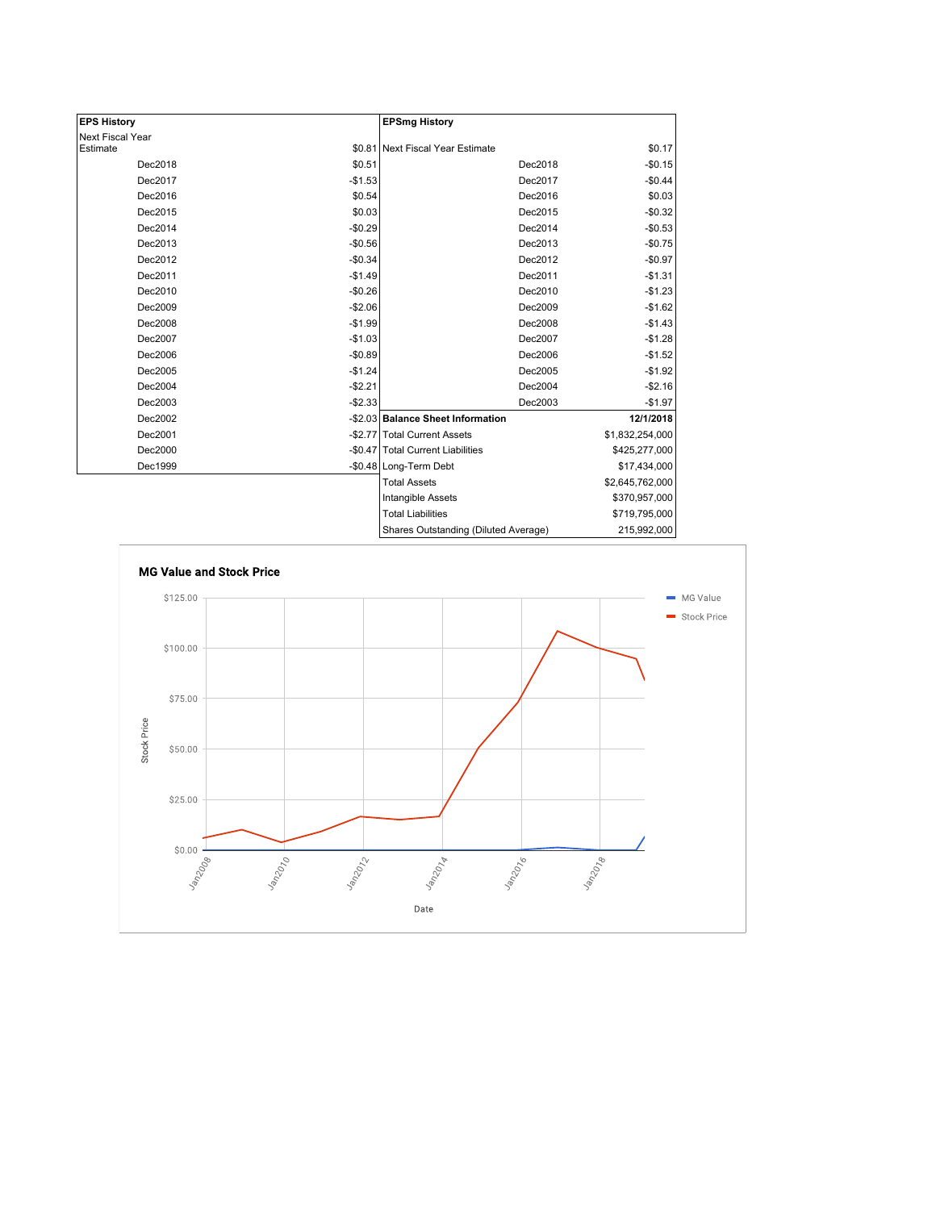| EPS History | |
|---|---|
| Next Fiscal Year Estimate | $0.81 |
| Dec2018 | $0.51 |
| Dec2017 | -$1.53 |
| Dec2016 | $0.54 |
| Dec2015 | $0.03 |
| Dec2014 | -$0.29 |
| Dec2013 | -$0.56 |
| Dec2012 | -$0.34 |
| Dec2011 | -$1.49 |
| Dec2010 | -$0.26 |
| Dec2009 | -$2.06 |
| Dec2008 | -$1.99 |
| Dec2007 | -$1.03 |
| Dec2006 | -$0.89 |
| Dec2005 | -$1.24 |
| Dec2004 | -$2.21 |
| Dec2003 | -$2.33 |
| Dec2002 | -$2.03 |
| Dec2001 | -$2.77 |
| Dec2000 | -$0.47 |
| Dec1999 | -$0.48 |

| EPSmg History | |
|---|---|
| Next Fiscal Year Estimate | $0.17 |
| Dec2018 | -$0.15 |
| Dec2017 | -$0.44 |
| Dec2016 | $0.03 |
| Dec2015 | -$0.32 |
| Dec2014 | -$0.53 |
| Dec2013 | -$0.75 |
| Dec2012 | -$0.97 |
| Dec2011 | -$1.31 |
| Dec2010 | -$1.23 |
| Dec2009 | -$1.62 |
| Dec2008 | -$1.43 |
| Dec2007 | -$1.28 |
| Dec2006 | -$1.52 |
| Dec2005 | -$1.92 |
| Dec2004 | -$2.16 |
| Dec2003 | -$1.97 |

| Balance Sheet Information | 12/1/2018 |
|---|---|
| Total Current Assets | $1,832,254,000 |
| Total Current Liabilities | $425,277,000 |
| Long-Term Debt | $17,434,000 |
| Total Assets | $2,645,762,000 |
| Intangible Assets | $370,957,000 |
| Total Liabilities | $719,795,000 |
| Shares Outstanding (Diluted Average) | 215,992,000 |

**MG Value and Stock Price**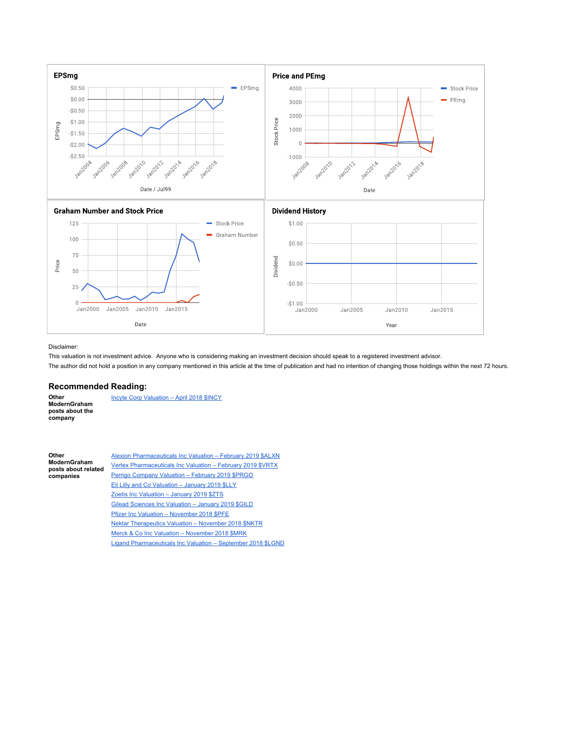**EPSmg**

$0.50
$0.00
-$0.50
-$1.00
-$1.50
-$2.00
-$2.50

EPSmg

Jan2004 Jan2006 Jan2008 Jan2010 Jan2012 Jan2014 Jan2016 Jan2018

Date / Jul99

EPSmg

**Price and PEmg**

4000
3000
2000
1000
0
-1000

Stock Price

Jan2008 Jan2010 Jan2012 Jan2014 Jan2016 Jan2018

Date

Stock Price
PEmg

**Graham Number and Stock Price**

125
100
75
50
25
0

Price

Jan2000 Jan2005 Jan2010 Jan2015

Date

Stock Price
Graham Number

**Dividend History**

$1.00
$0.50
$0.00
-$0.50
-$1.00

Dividend

Jan2000 Jan2005 Jan2010 Jan2015

Year

Disclaimer:

This valuation is not investment advice. Anyone who is considering making an investment decision should speak to a registered investment advisor.

The author did not hold a position in any company mentioned in this article at the time of publication and had no intention of changing those holdings within the next 72 hours.

## Recommended Reading:

| | |
|---|---|
| **Other ModernGraham posts about the company** | Incyte Corp Valuation – April 2018 $INCY |
| **Other ModernGraham posts about related companies** | Alexion Pharmaceuticals Inc Valuation – February 2019 $ALXN<br>Vertex Pharmaceuticals Inc Valuation – February 2019 $VRTX<br>Perrigo Company Valuation – February 2019 $PRGO<br>Eli Lilly and Co Valuation – January 2019 $LLY<br>Zoetis Inc Valuation – January 2019 $ZTS<br>Gilead Sciences Inc Valuation – January 2019 $GILD<br>Pfizer Inc Valuation – November 2018 $PFE<br>Nektar Therapeutics Valuation – November 2018 $NKTR<br>Merck & Co Inc Valuation – November 2018 $MRK<br>Ligand Pharmaceuticals Inc Valuation – September 2018 $LGND |